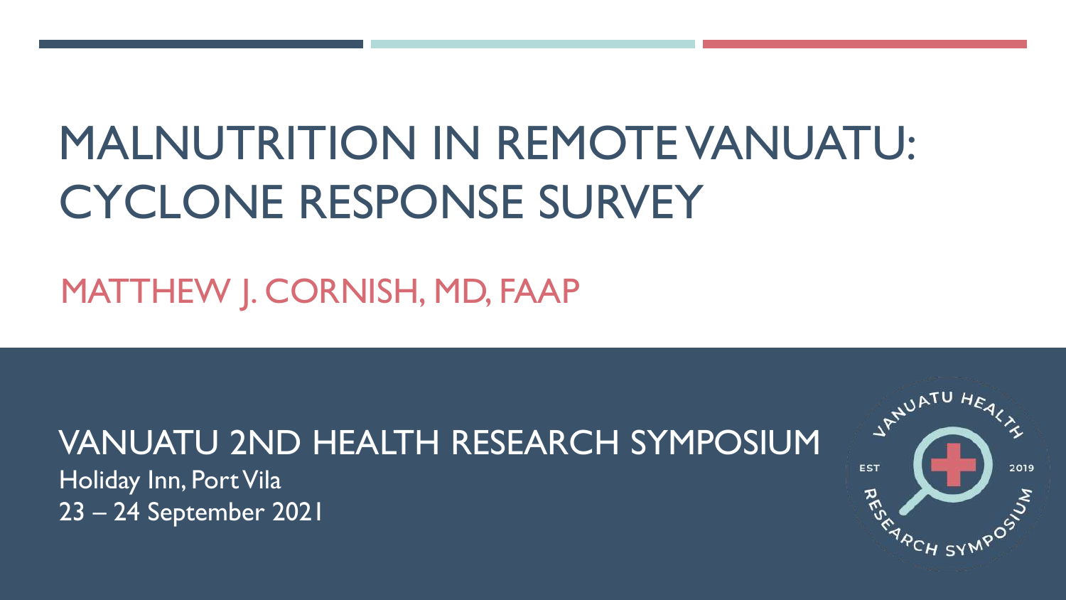# MALNUTRITION IN REMOTE VANUATU: CYCLONE RESPONSE SURVEY

MATTHEW J. CORNISH, MD, FAAP

## VANUATU 2ND HEALTH RESEARCH SYMPOSIUM

Holiday Inn, Port Vila

23 – 24 September 2021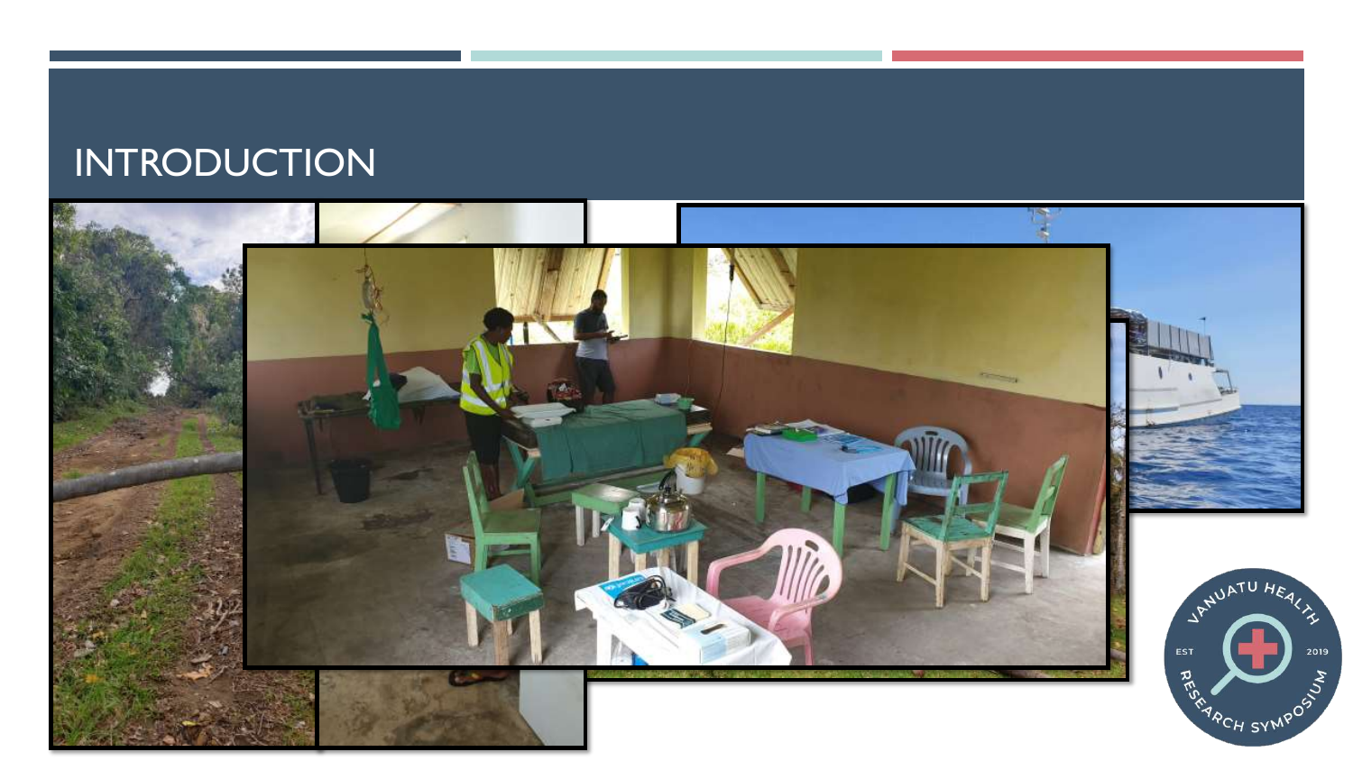# INTRODUCTION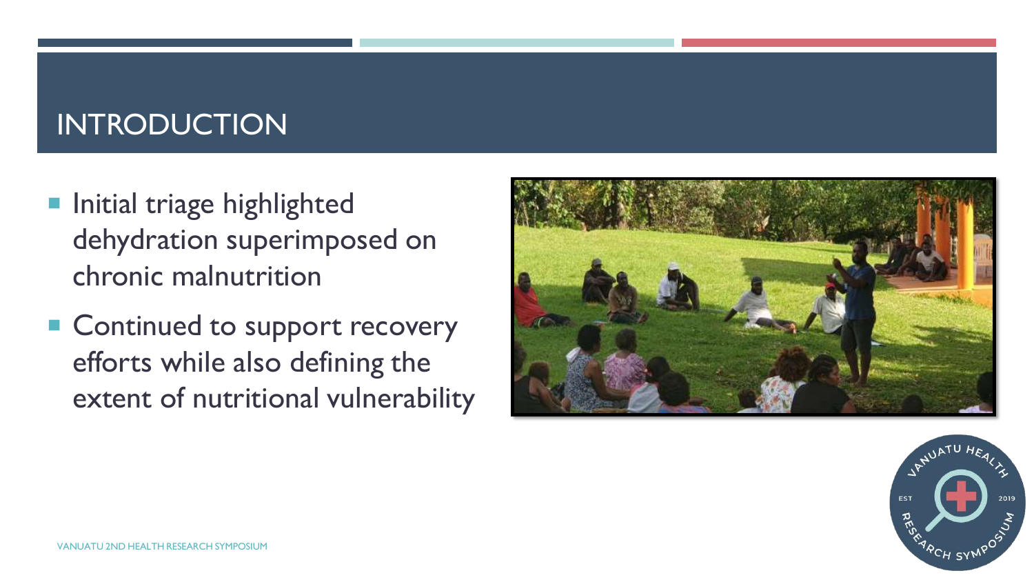# INTRODUCTION

- Initial triage highlighted dehydration superimposed on chronic malnutrition
- Continued to support recovery efforts while also defining the extent of nutritional vulnerability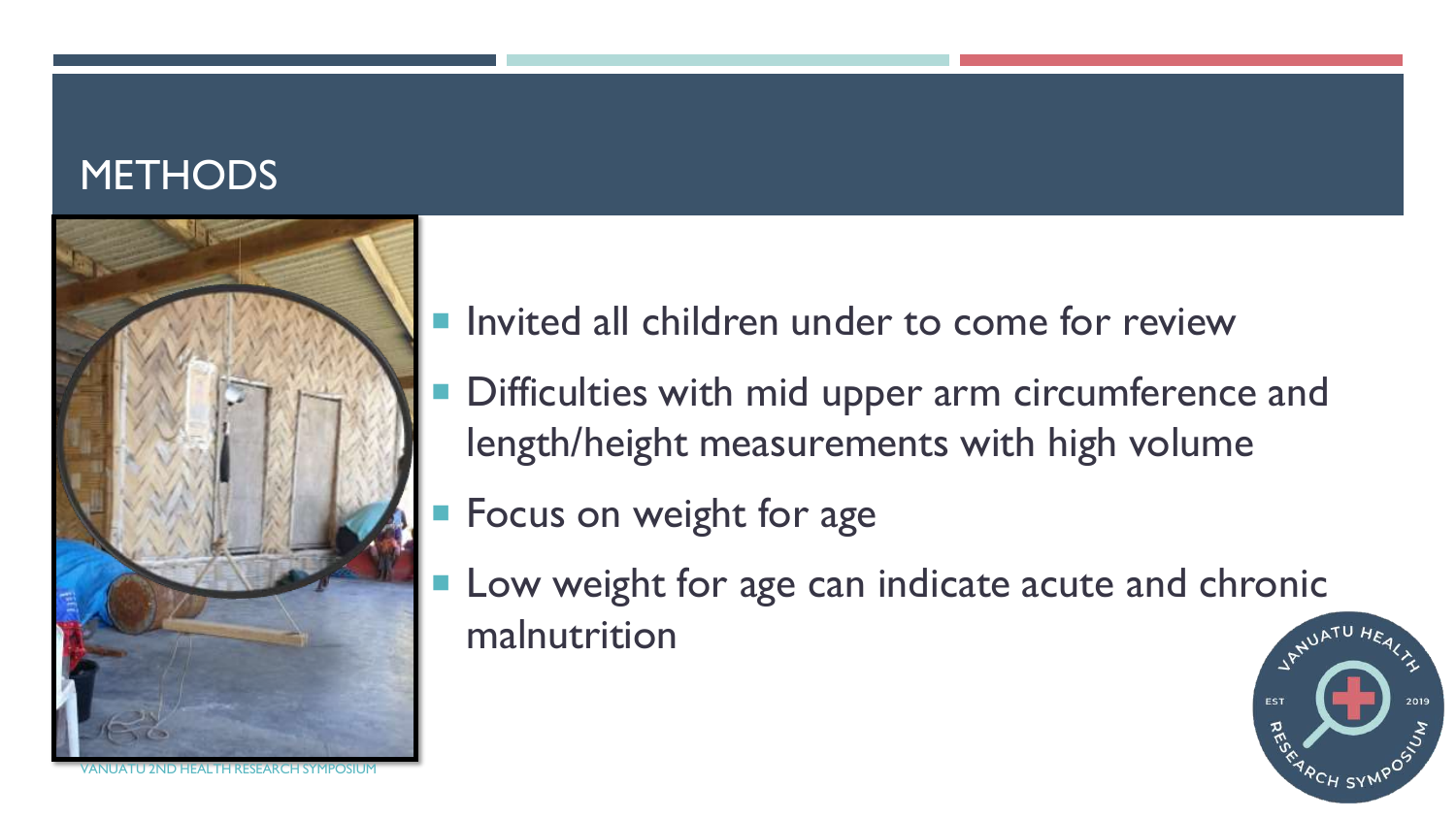# METHODS

- Invited all children under to come for review
- Difficulties with mid upper arm circumference and length/height measurements with high volume
- Focus on weight for age
- Low weight for age can indicate acute and chronic malnutrition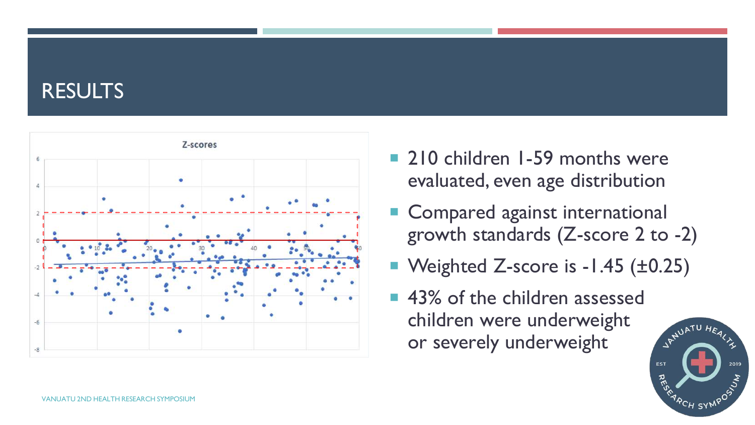# RESULTS

- 210 children 1-59 months were evaluated, even age distribution
- Compared against international growth standards (Z-score 2 to -2)
- Weighted Z-score is -1.45 (±0.25)
- 43% of the children assessed children were underweight or severely underweight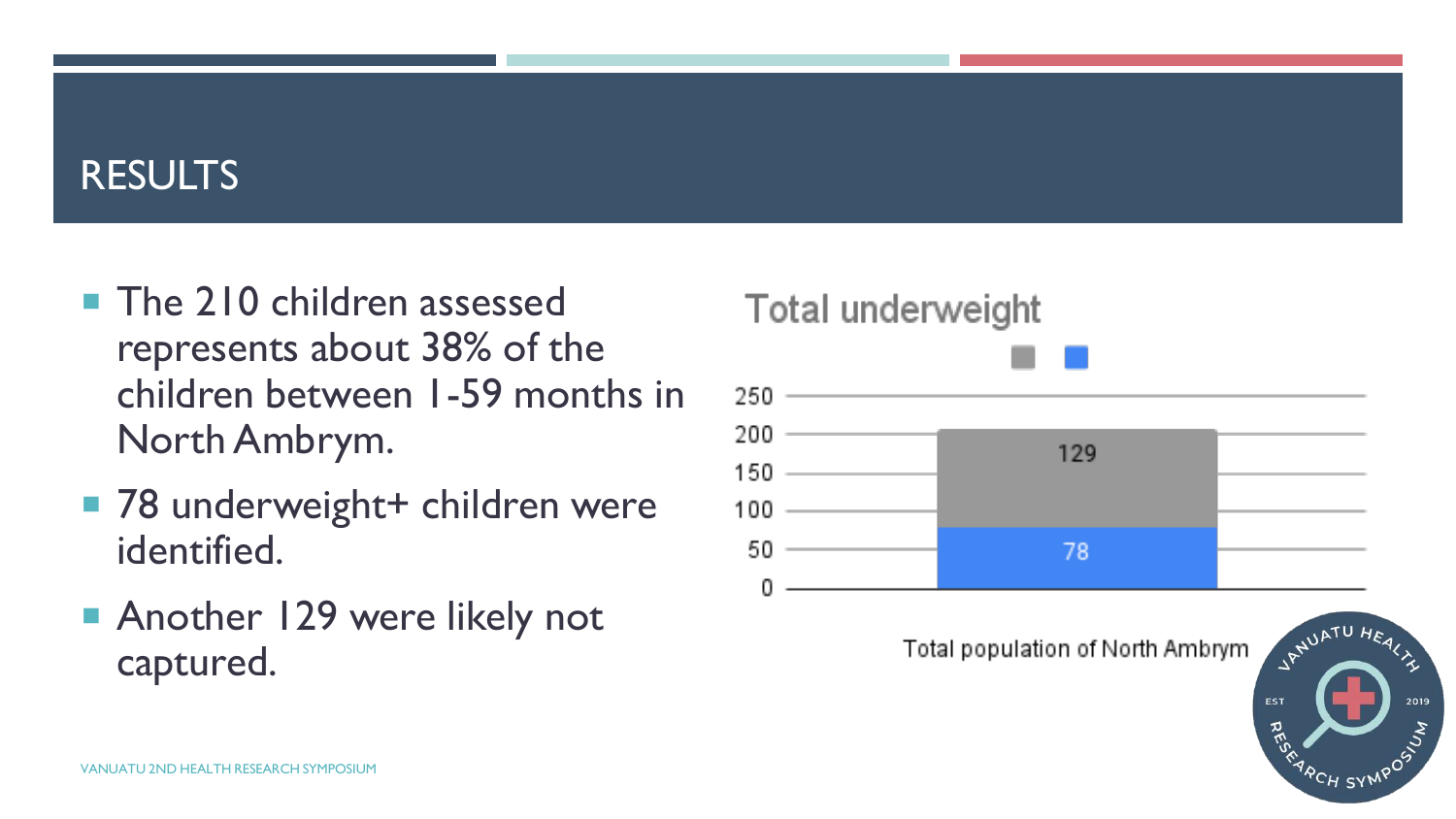# RESULTS

- The 210 children assessed represents about 38% of the children between 1-59 months in North Ambrym.
- 78 underweight+ children were identified.
- Another 129 were likely not captured.

**Total underweight**

| Total population of North Ambrym | Value |
| --- | --- |
| Grey segment | 129 |
| Blue segment | 78 |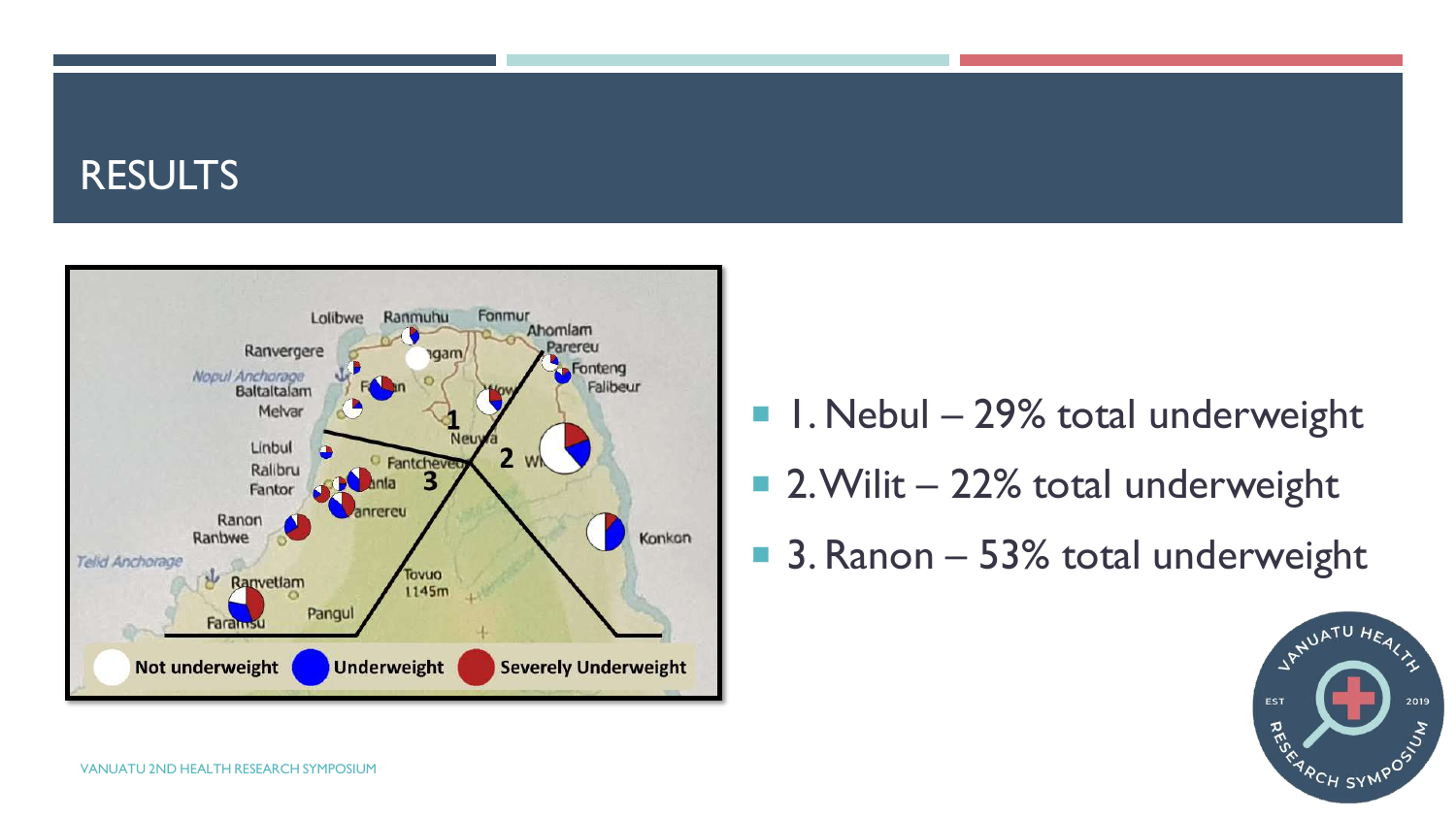# RESULTS

- 1. Nebul – 29% total underweight
- 2. Wilit – 22% total underweight
- 3. Ranon – 53% total underweight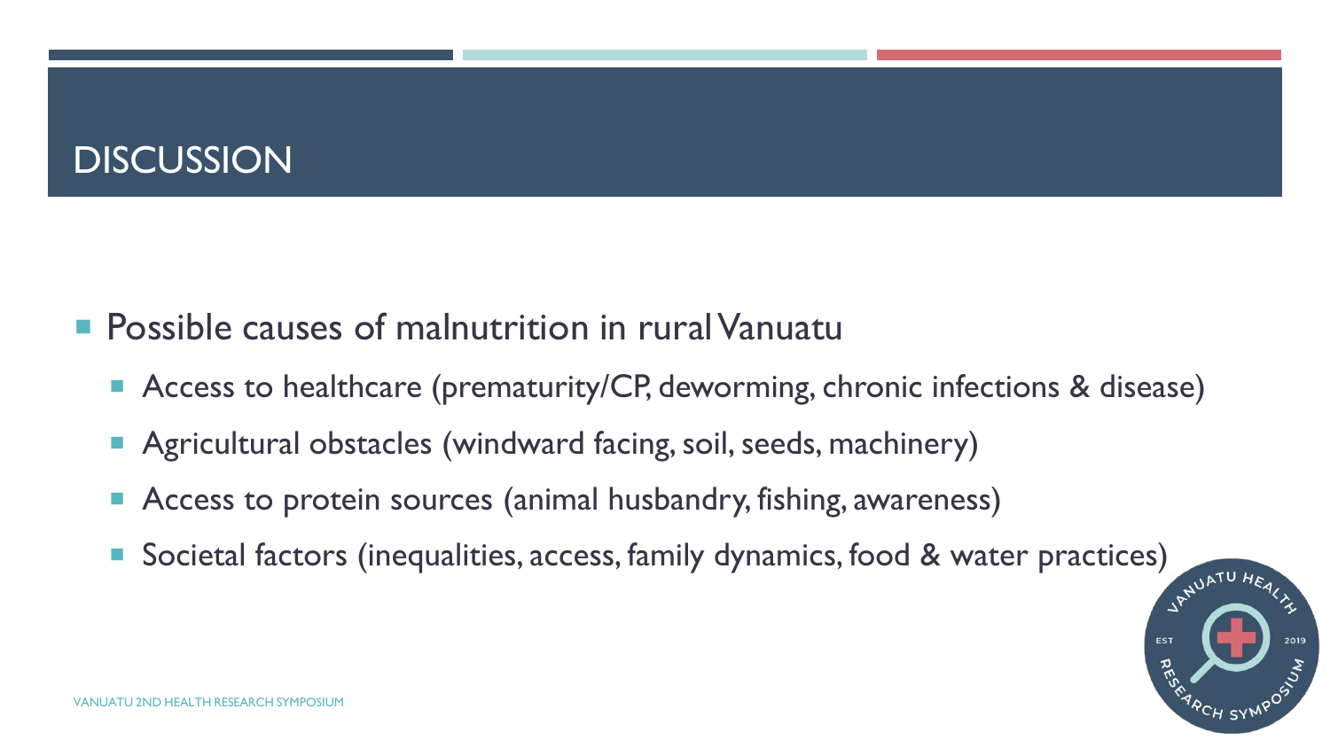# DISCUSSION

- Possible causes of malnutrition in rural Vanuatu
  - Access to healthcare (prematurity/CP, deworming, chronic infections & disease)
  - Agricultural obstacles (windward facing, soil, seeds, machinery)
  - Access to protein sources (animal husbandry, fishing, awareness)
  - Societal factors (inequalities, access, family dynamics, food & water practices)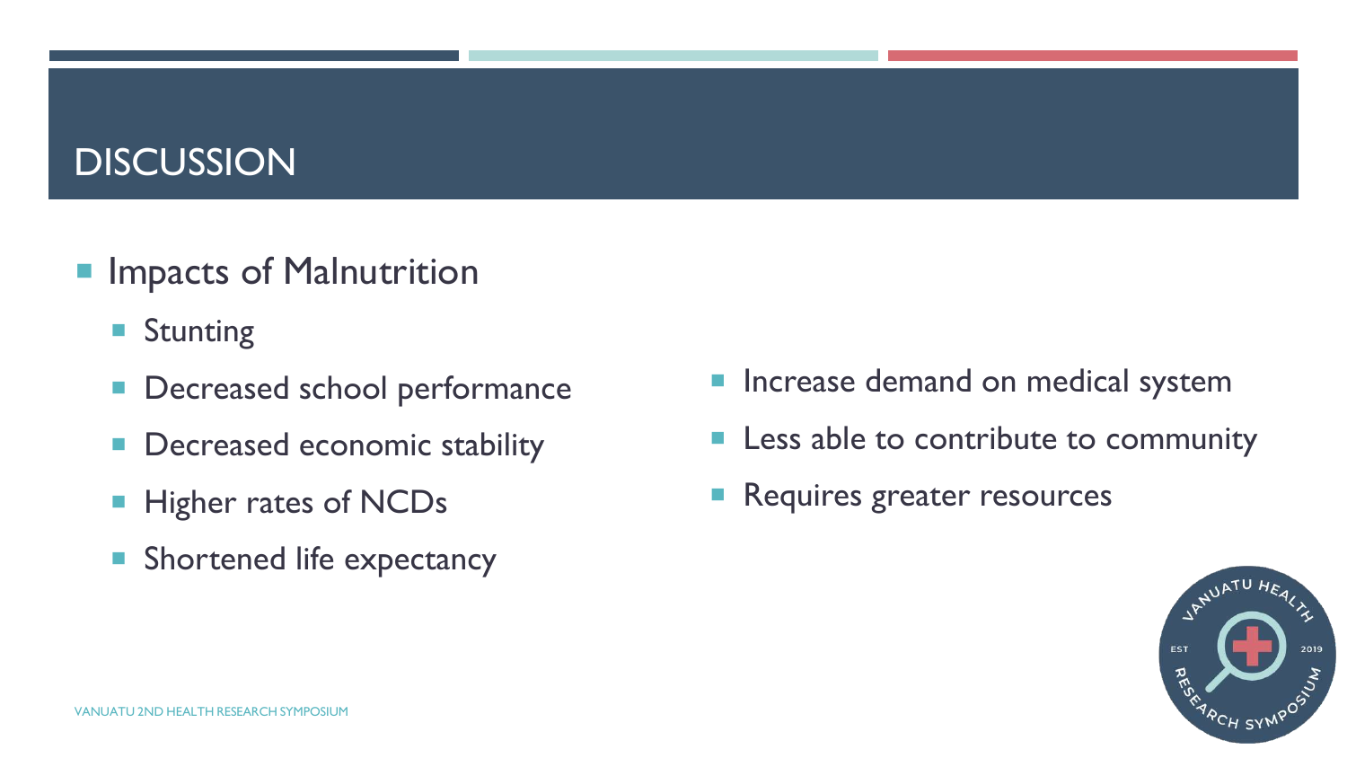# DISCUSSION

- Impacts of Malnutrition
  - Stunting
  - Decreased school performance
  - Decreased economic stability
  - Higher rates of NCDs
  - Shortened life expectancy
  - Increase demand on medical system
  - Less able to contribute to community
  - Requires greater resources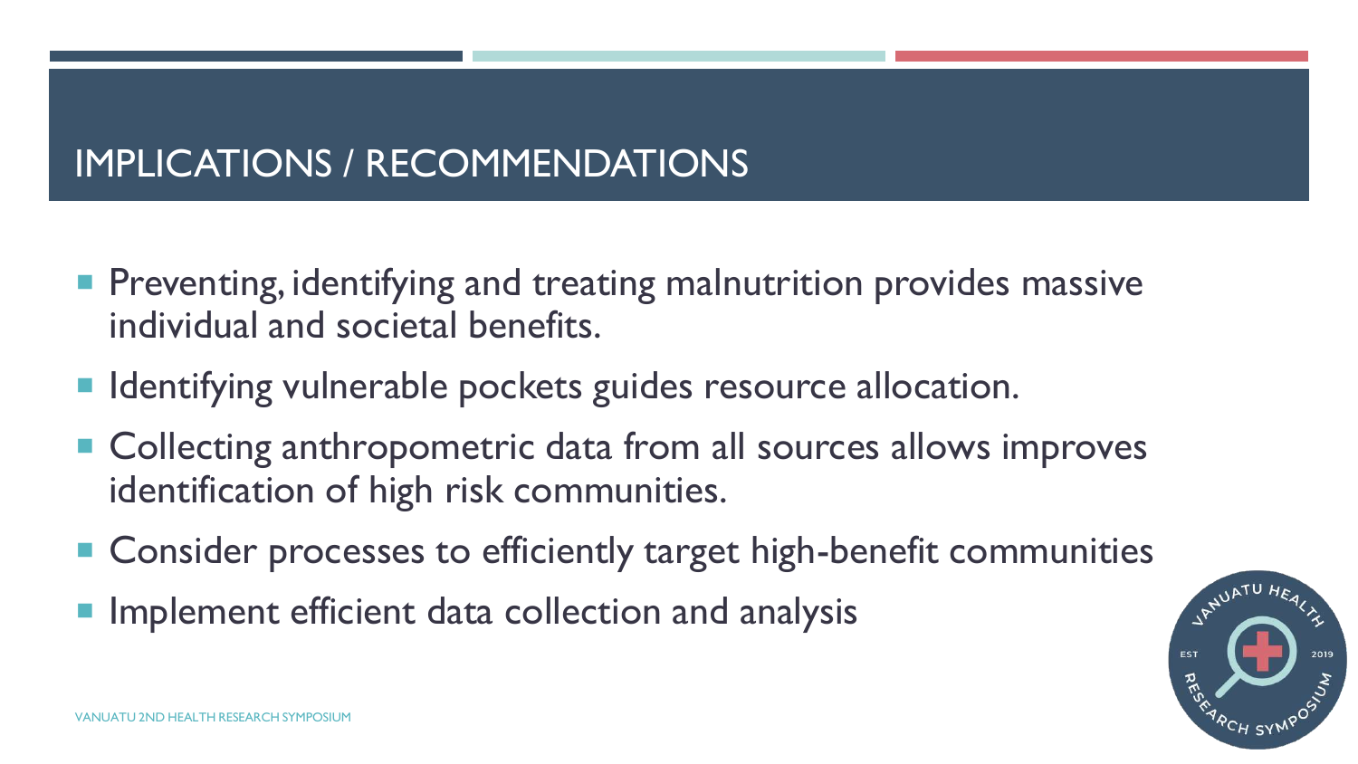# IMPLICATIONS / RECOMMENDATIONS

- Preventing, identifying and treating malnutrition provides massive individual and societal benefits.
- Identifying vulnerable pockets guides resource allocation.
- Collecting anthropometric data from all sources allows improves identification of high risk communities.
- Consider processes to efficiently target high-benefit communities
- Implement efficient data collection and analysis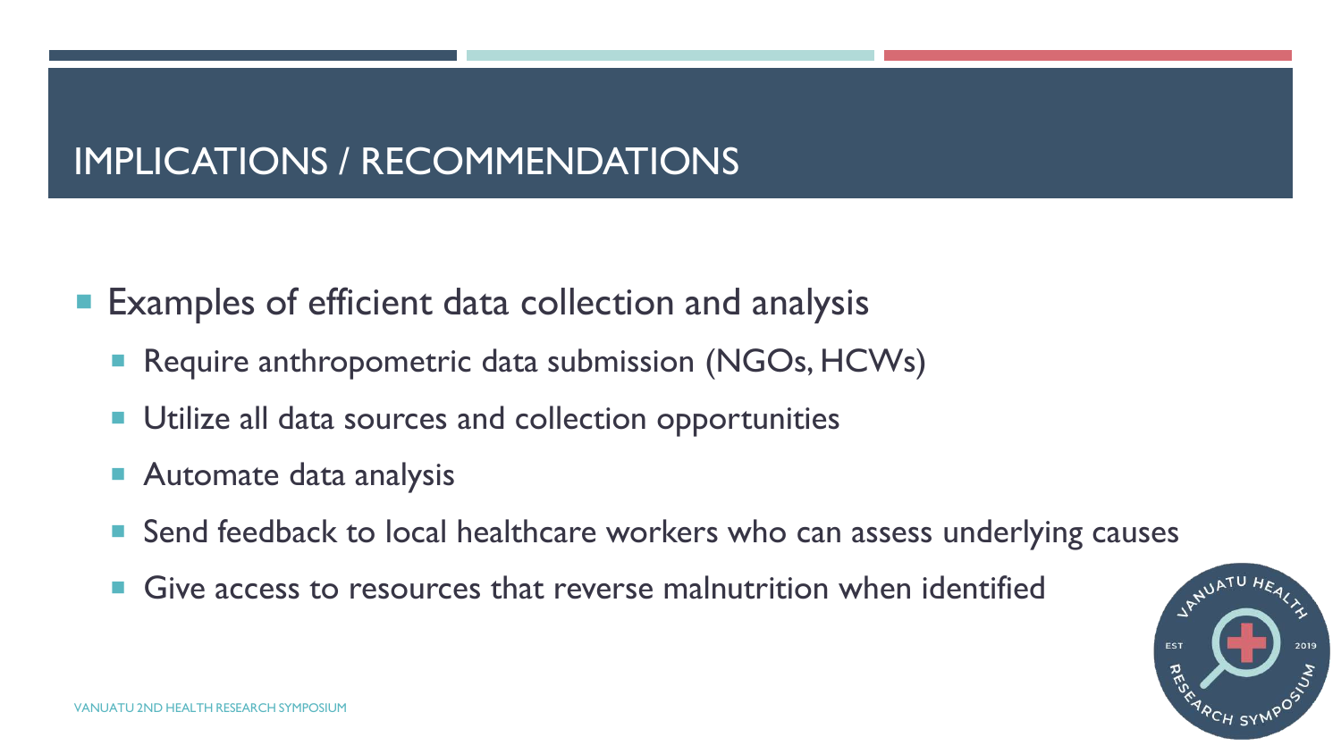# IMPLICATIONS / RECOMMENDATIONS

- Examples of efficient data collection and analysis
  - Require anthropometric data submission (NGOs, HCWs)
  - Utilize all data sources and collection opportunities
  - Automate data analysis
  - Send feedback to local healthcare workers who can assess underlying causes
  - Give access to resources that reverse malnutrition when identified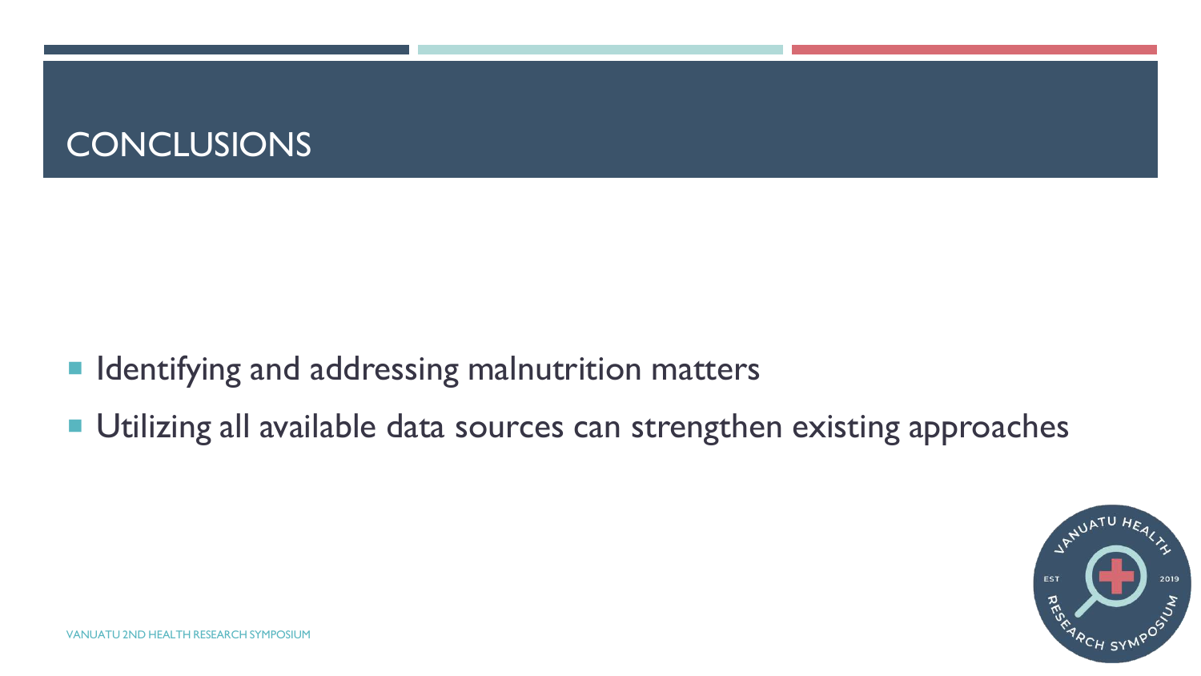# CONCLUSIONS

- Identifying and addressing malnutrition matters
- Utilizing all available data sources can strengthen existing approaches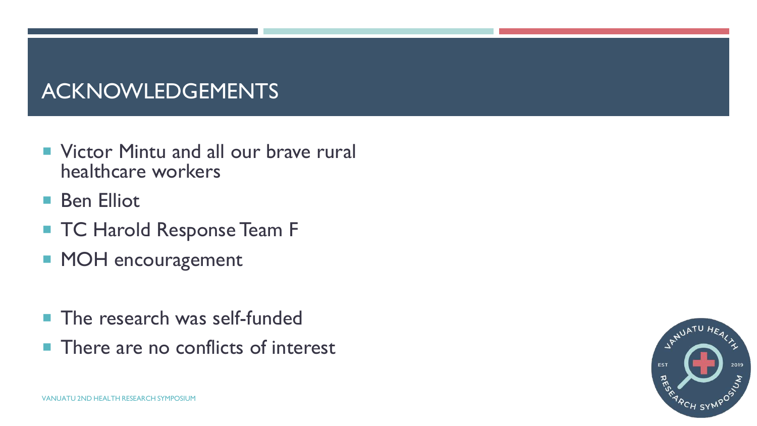# ACKNOWLEDGEMENTS

- Victor Mintu and all our brave rural healthcare workers
- Ben Elliot
- TC Harold Response Team F
- MOH encouragement

- The research was self-funded
- There are no conflicts of interest